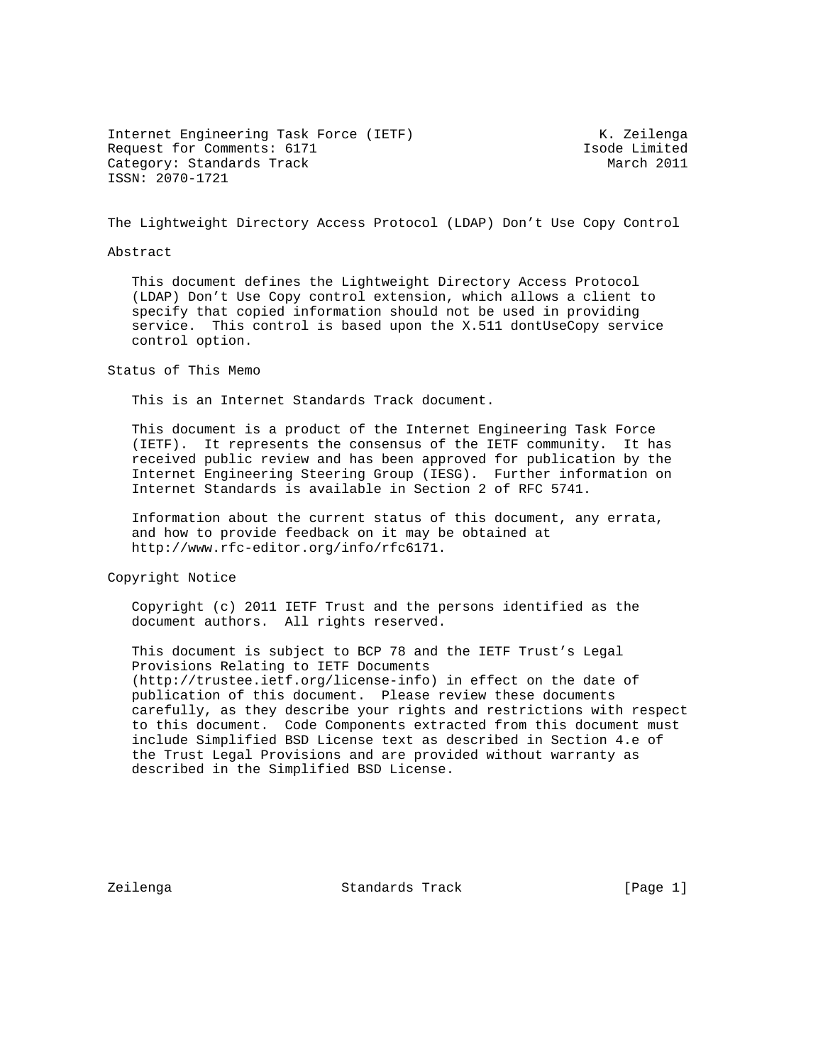Internet Engineering Task Force (IETF) K. Zeilenga
Request for Comments: 6171 Isode Limited
Category: Standards Track March 2011
ISSN: 2070-1721

# The Lightweight Directory Access Protocol (LDAP) Don't Use Copy Control

## Abstract

This document defines the Lightweight Directory Access Protocol (LDAP) Don't Use Copy control extension, which allows a client to specify that copied information should not be used in providing service. This control is based upon the X.511 dontUseCopy service control option.

## Status of This Memo

This is an Internet Standards Track document.

This document is a product of the Internet Engineering Task Force (IETF). It represents the consensus of the IETF community. It has received public review and has been approved for publication by the Internet Engineering Steering Group (IESG). Further information on Internet Standards is available in Section 2 of RFC 5741.

Information about the current status of this document, any errata, and how to provide feedback on it may be obtained at http://www.rfc-editor.org/info/rfc6171.

## Copyright Notice

Copyright (c) 2011 IETF Trust and the persons identified as the document authors. All rights reserved.

This document is subject to BCP 78 and the IETF Trust's Legal Provisions Relating to IETF Documents (http://trustee.ietf.org/license-info) in effect on the date of publication of this document. Please review these documents carefully, as they describe your rights and restrictions with respect to this document. Code Components extracted from this document must include Simplified BSD License text as described in Section 4.e of the Trust Legal Provisions and are provided without warranty as described in the Simplified BSD License.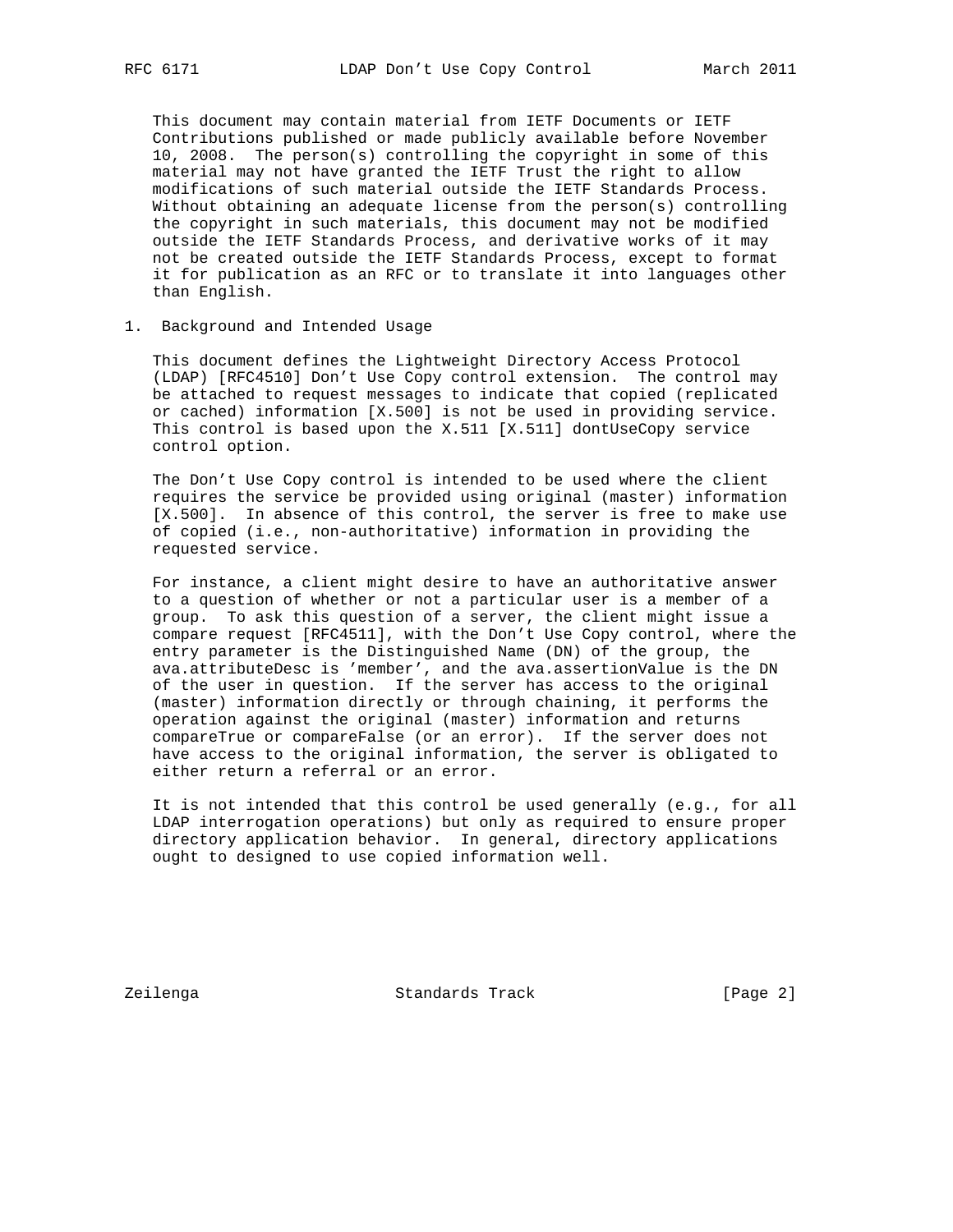This document may contain material from IETF Documents or IETF Contributions published or made publicly available before November 10, 2008. The person(s) controlling the copyright in some of this material may not have granted the IETF Trust the right to allow modifications of such material outside the IETF Standards Process. Without obtaining an adequate license from the person(s) controlling the copyright in such materials, this document may not be modified outside the IETF Standards Process, and derivative works of it may not be created outside the IETF Standards Process, except to format it for publication as an RFC or to translate it into languages other than English.

## 1. Background and Intended Usage

This document defines the Lightweight Directory Access Protocol (LDAP) [RFC4510] Don't Use Copy control extension. The control may be attached to request messages to indicate that copied (replicated or cached) information [X.500] is not be used in providing service. This control is based upon the X.511 [X.511] dontUseCopy service control option.

The Don't Use Copy control is intended to be used where the client requires the service be provided using original (master) information [X.500]. In absence of this control, the server is free to make use of copied (i.e., non-authoritative) information in providing the requested service.

For instance, a client might desire to have an authoritative answer to a question of whether or not a particular user is a member of a group. To ask this question of a server, the client might issue a compare request [RFC4511], with the Don't Use Copy control, where the entry parameter is the Distinguished Name (DN) of the group, the ava.attributeDesc is 'member', and the ava.assertionValue is the DN of the user in question. If the server has access to the original (master) information directly or through chaining, it performs the operation against the original (master) information and returns compareTrue or compareFalse (or an error). If the server does not have access to the original information, the server is obligated to either return a referral or an error.

It is not intended that this control be used generally (e.g., for all LDAP interrogation operations) but only as required to ensure proper directory application behavior. In general, directory applications ought to designed to use copied information well.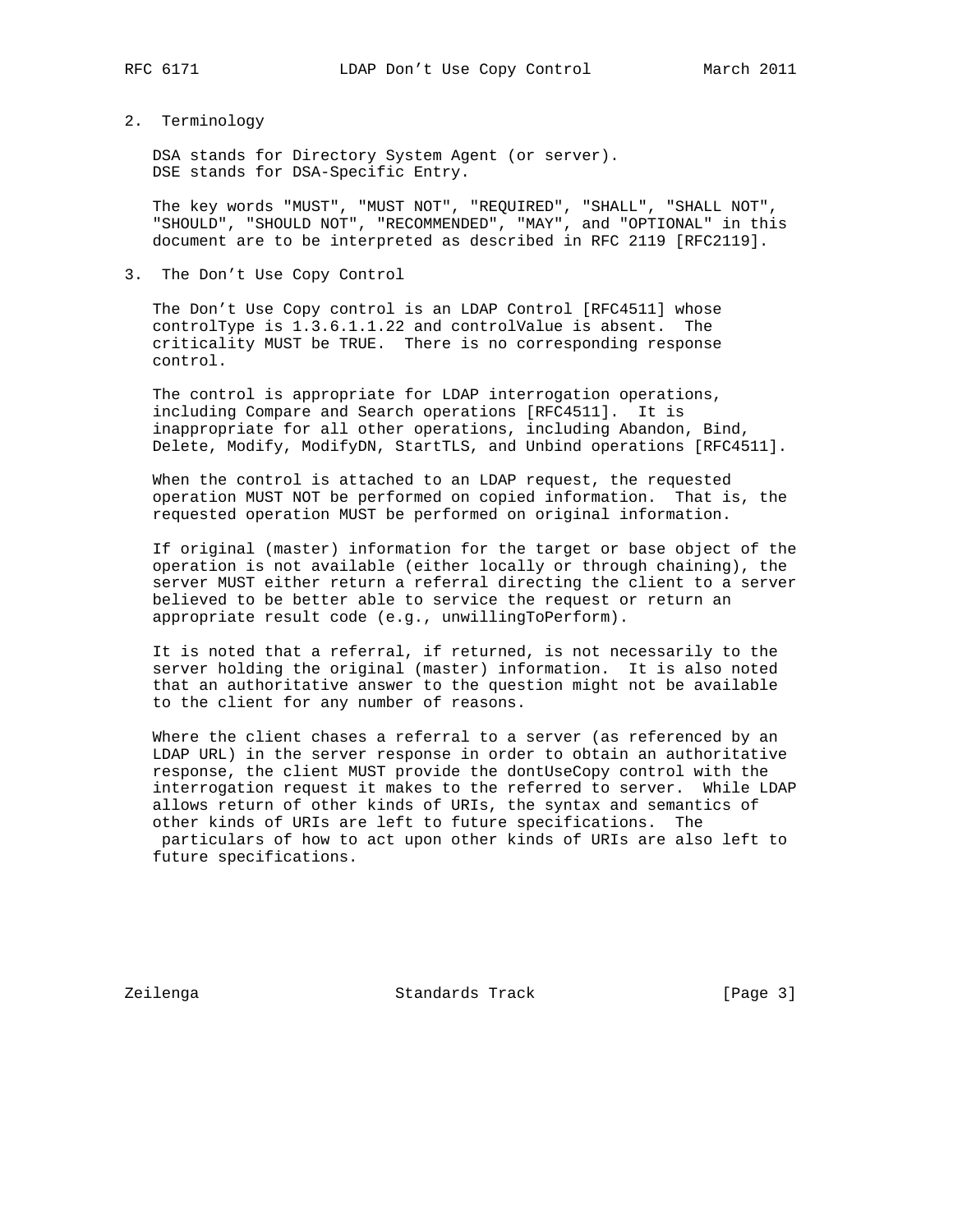## 2. Terminology

DSA stands for Directory System Agent (or server).
DSE stands for DSA-Specific Entry.

The key words "MUST", "MUST NOT", "REQUIRED", "SHALL", "SHALL NOT", "SHOULD", "SHOULD NOT", "RECOMMENDED", "MAY", and "OPTIONAL" in this document are to be interpreted as described in RFC 2119 [RFC2119].

## 3. The Don't Use Copy Control

The Don't Use Copy control is an LDAP Control [RFC4511] whose controlType is 1.3.6.1.1.22 and controlValue is absent. The criticality MUST be TRUE. There is no corresponding response control.

The control is appropriate for LDAP interrogation operations, including Compare and Search operations [RFC4511]. It is inappropriate for all other operations, including Abandon, Bind, Delete, Modify, ModifyDN, StartTLS, and Unbind operations [RFC4511].

When the control is attached to an LDAP request, the requested operation MUST NOT be performed on copied information. That is, the requested operation MUST be performed on original information.

If original (master) information for the target or base object of the operation is not available (either locally or through chaining), the server MUST either return a referral directing the client to a server believed to be better able to service the request or return an appropriate result code (e.g., unwillingToPerform).

It is noted that a referral, if returned, is not necessarily to the server holding the original (master) information. It is also noted that an authoritative answer to the question might not be available to the client for any number of reasons.

Where the client chases a referral to a server (as referenced by an LDAP URL) in the server response in order to obtain an authoritative response, the client MUST provide the dontUseCopy control with the interrogation request it makes to the referred to server. While LDAP allows return of other kinds of URIs, the syntax and semantics of other kinds of URIs are left to future specifications. The particulars of how to act upon other kinds of URIs are also left to future specifications.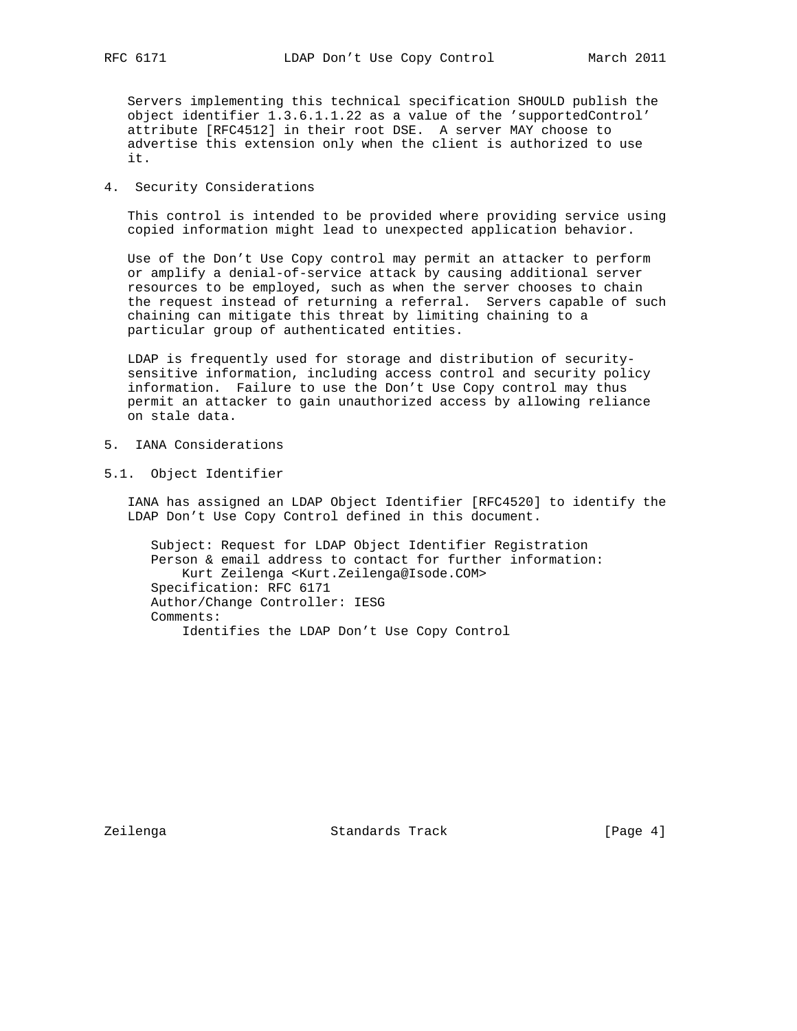Servers implementing this technical specification SHOULD publish the object identifier 1.3.6.1.1.22 as a value of the 'supportedControl' attribute [RFC4512] in their root DSE. A server MAY choose to advertise this extension only when the client is authorized to use it.

## 4. Security Considerations

This control is intended to be provided where providing service using copied information might lead to unexpected application behavior.

Use of the Don't Use Copy control may permit an attacker to perform or amplify a denial-of-service attack by causing additional server resources to be employed, such as when the server chooses to chain the request instead of returning a referral. Servers capable of such chaining can mitigate this threat by limiting chaining to a particular group of authenticated entities.

LDAP is frequently used for storage and distribution of security-sensitive information, including access control and security policy information. Failure to use the Don't Use Copy control may thus permit an attacker to gain unauthorized access by allowing reliance on stale data.

## 5. IANA Considerations

### 5.1. Object Identifier

IANA has assigned an LDAP Object Identifier [RFC4520] to identify the LDAP Don't Use Copy Control defined in this document.

```
Subject: Request for LDAP Object Identifier Registration
Person & email address to contact for further information:
    Kurt Zeilenga <Kurt.Zeilenga@Isode.COM>
Specification: RFC 6171
Author/Change Controller: IESG
Comments:
    Identifies the LDAP Don't Use Copy Control
```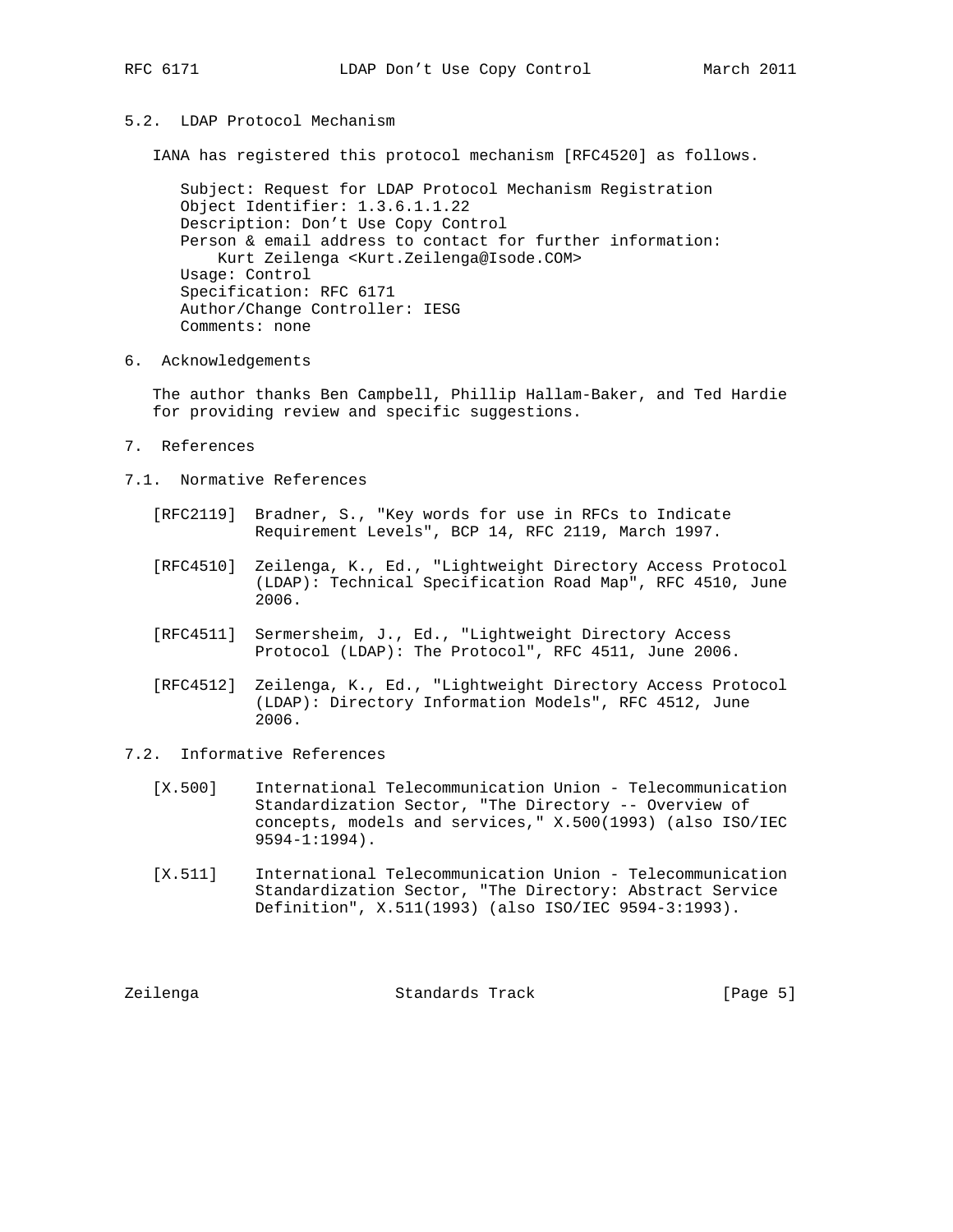## 5.2. LDAP Protocol Mechanism

IANA has registered this protocol mechanism [RFC4520] as follows.

```
Subject: Request for LDAP Protocol Mechanism Registration
Object Identifier: 1.3.6.1.1.22
Description: Don't Use Copy Control
Person & email address to contact for further information:
    Kurt Zeilenga <Kurt.Zeilenga@Isode.COM>
Usage: Control
Specification: RFC 6171
Author/Change Controller: IESG
Comments: none
```

# 6. Acknowledgements

The author thanks Ben Campbell, Phillip Hallam-Baker, and Ted Hardie for providing review and specific suggestions.

# 7. References

## 7.1. Normative References

[RFC2119] Bradner, S., "Key words for use in RFCs to Indicate Requirement Levels", BCP 14, RFC 2119, March 1997.

[RFC4510] Zeilenga, K., Ed., "Lightweight Directory Access Protocol (LDAP): Technical Specification Road Map", RFC 4510, June 2006.

[RFC4511] Sermersheim, J., Ed., "Lightweight Directory Access Protocol (LDAP): The Protocol", RFC 4511, June 2006.

[RFC4512] Zeilenga, K., Ed., "Lightweight Directory Access Protocol (LDAP): Directory Information Models", RFC 4512, June 2006.

## 7.2. Informative References

[X.500] International Telecommunication Union - Telecommunication Standardization Sector, "The Directory -- Overview of concepts, models and services," X.500(1993) (also ISO/IEC 9594-1:1994).

[X.511] International Telecommunication Union - Telecommunication Standardization Sector, "The Directory: Abstract Service Definition", X.511(1993) (also ISO/IEC 9594-3:1993).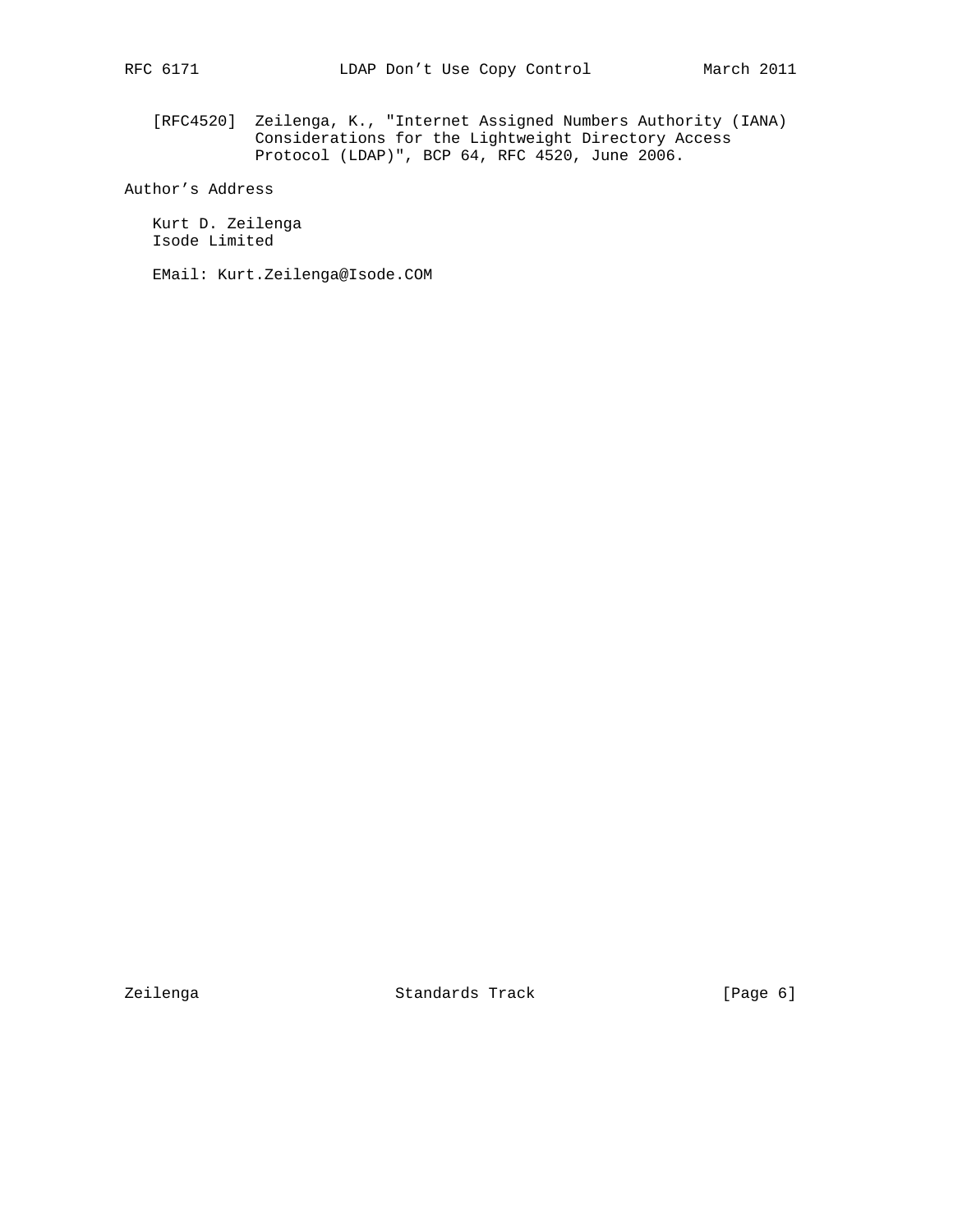[RFC4520] Zeilenga, K., "Internet Assigned Numbers Authority (IANA) Considerations for the Lightweight Directory Access Protocol (LDAP)", BCP 64, RFC 4520, June 2006.

## Author's Address

Kurt D. Zeilenga
Isode Limited

EMail: Kurt.Zeilenga@Isode.COM